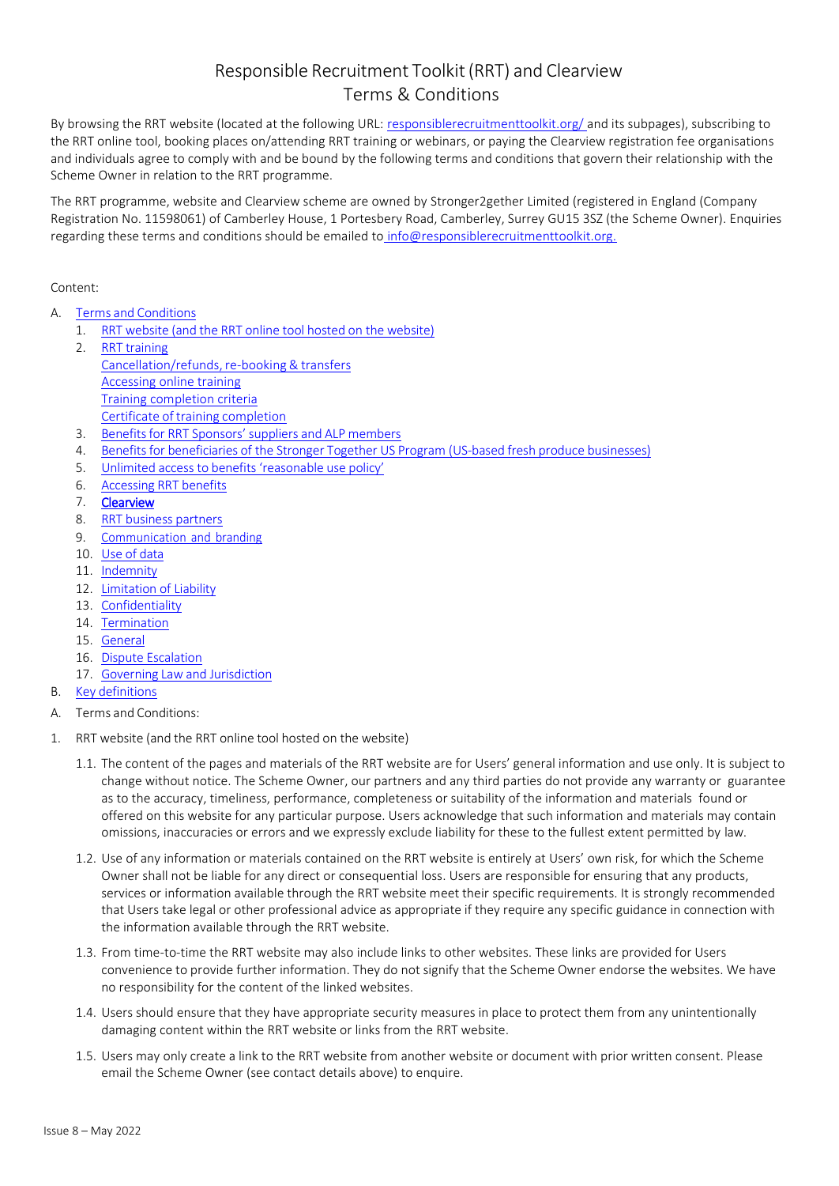# Responsible Recruitment Toolkit (RRT) and Clearview Terms & Conditions

By browsing the RRT website (located at the following URL: responsiblerecruitmenttoolkit.org/ and its subpages), subscribing to the RRT online tool, booking places on/attending RRT training or webinars, or paying the Clearview registration fee organisations and individuals agree to comply with and be bound by the following terms and conditions that govern their relationship with the Scheme Owner in relation to the RRT programme.

The RRT programme, website and Clearview scheme are owned by Stronger2gether Limited (registered in England (Company Registration No. 11598061) of Camberley House, 1 Portesbery Road, Camberley, Surrey GU15 3SZ (the Scheme Owner). Enquiries regarding these terms and conditions should be emailed to info@responsiblerecruitmenttoolkit.org.

Content:

- A. Terms and Conditions
  1. RRT website (and the RRT online tool hosted on the website)
  2. RRT training
     - Cancellation/refunds, re-booking & transfers
     - Accessing online training
     - Training completion criteria
     - Certificate of training completion
  3. Benefits for RRT Sponsors' suppliers and ALP members
  4. Benefits for beneficiaries of the Stronger Together US Program (US-based fresh produce businesses)
  5. Unlimited access to benefits 'reasonable use policy'
  6. Accessing RRT benefits
  7. **Clearview**
  8. RRT business partners
  9. Communication and branding
  10. Use of data
  11. Indemnity
  12. Limitation of Liability
  13. Confidentiality
  14. Termination
  15. General
  16. Dispute Escalation
  17. Governing Law and Jurisdiction
- B. Key definitions

## A. Terms and Conditions:

### 1. RRT website (and the RRT online tool hosted on the website)

1.1. The content of the pages and materials of the RRT website are for Users' general information and use only. It is subject to change without notice. The Scheme Owner, our partners and any third parties do not provide any warranty or guarantee as to the accuracy, timeliness, performance, completeness or suitability of the information and materials found or offered on this website for any particular purpose. Users acknowledge that such information and materials may contain omissions, inaccuracies or errors and we expressly exclude liability for these to the fullest extent permitted by law.

1.2. Use of any information or materials contained on the RRT website is entirely at Users' own risk, for which the Scheme Owner shall not be liable for any direct or consequential loss. Users are responsible for ensuring that any products, services or information available through the RRT website meet their specific requirements. It is strongly recommended that Users take legal or other professional advice as appropriate if they require any specific guidance in connection with the information available through the RRT website.

1.3. From time-to-time the RRT website may also include links to other websites. These links are provided for Users convenience to provide further information. They do not signify that the Scheme Owner endorse the websites. We have no responsibility for the content of the linked websites.

1.4. Users should ensure that they have appropriate security measures in place to protect them from any unintentionally damaging content within the RRT website or links from the RRT website.

1.5. Users may only create a link to the RRT website from another website or document with prior written consent. Please email the Scheme Owner (see contact details above) to enquire.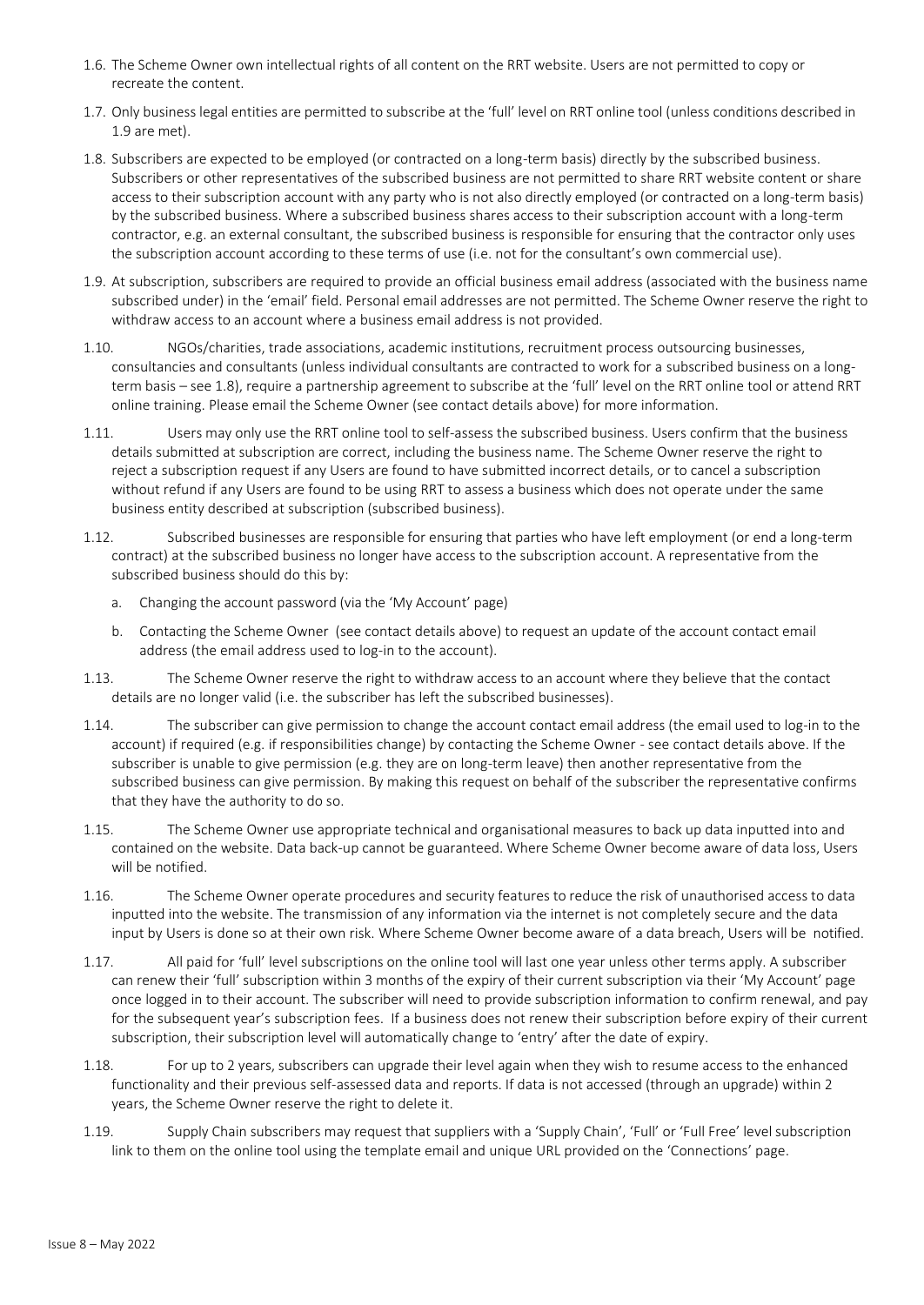1.6. The Scheme Owner own intellectual rights of all content on the RRT website. Users are not permitted to copy or recreate the content.

1.7. Only business legal entities are permitted to subscribe at the 'full' level on RRT online tool (unless conditions described in 1.9 are met).

1.8. Subscribers are expected to be employed (or contracted on a long-term basis) directly by the subscribed business. Subscribers or other representatives of the subscribed business are not permitted to share RRT website content or share access to their subscription account with any party who is not also directly employed (or contracted on a long-term basis) by the subscribed business. Where a subscribed business shares access to their subscription account with a long-term contractor, e.g. an external consultant, the subscribed business is responsible for ensuring that the contractor only uses the subscription account according to these terms of use (i.e. not for the consultant's own commercial use).

1.9. At subscription, subscribers are required to provide an official business email address (associated with the business name subscribed under) in the 'email' field. Personal email addresses are not permitted. The Scheme Owner reserve the right to withdraw access to an account where a business email address is not provided.

1.10. NGOs/charities, trade associations, academic institutions, recruitment process outsourcing businesses, consultancies and consultants (unless individual consultants are contracted to work for a subscribed business on a long-term basis – see 1.8), require a partnership agreement to subscribe at the 'full' level on the RRT online tool or attend RRT online training. Please email the Scheme Owner (see contact details above) for more information.

1.11. Users may only use the RRT online tool to self-assess the subscribed business. Users confirm that the business details submitted at subscription are correct, including the business name. The Scheme Owner reserve the right to reject a subscription request if any Users are found to have submitted incorrect details, or to cancel a subscription without refund if any Users are found to be using RRT to assess a business which does not operate under the same business entity described at subscription (subscribed business).

1.12. Subscribed businesses are responsible for ensuring that parties who have left employment (or end a long-term contract) at the subscribed business no longer have access to the subscription account. A representative from the subscribed business should do this by:

   a. Changing the account password (via the 'My Account' page)

   b. Contacting the Scheme Owner (see contact details above) to request an update of the account contact email address (the email address used to log-in to the account).

1.13. The Scheme Owner reserve the right to withdraw access to an account where they believe that the contact details are no longer valid (i.e. the subscriber has left the subscribed businesses).

1.14. The subscriber can give permission to change the account contact email address (the email used to log-in to the account) if required (e.g. if responsibilities change) by contacting the Scheme Owner - see contact details above. If the subscriber is unable to give permission (e.g. they are on long-term leave) then another representative from the subscribed business can give permission. By making this request on behalf of the subscriber the representative confirms that they have the authority to do so.

1.15. The Scheme Owner use appropriate technical and organisational measures to back up data inputted into and contained on the website. Data back-up cannot be guaranteed. Where Scheme Owner become aware of data loss, Users will be notified.

1.16. The Scheme Owner operate procedures and security features to reduce the risk of unauthorised access to data inputted into the website. The transmission of any information via the internet is not completely secure and the data input by Users is done so at their own risk. Where Scheme Owner become aware of a data breach, Users will be notified.

1.17. All paid for 'full' level subscriptions on the online tool will last one year unless other terms apply. A subscriber can renew their 'full' subscription within 3 months of the expiry of their current subscription via their 'My Account' page once logged in to their account. The subscriber will need to provide subscription information to confirm renewal, and pay for the subsequent year's subscription fees. If a business does not renew their subscription before expiry of their current subscription, their subscription level will automatically change to 'entry' after the date of expiry.

1.18. For up to 2 years, subscribers can upgrade their level again when they wish to resume access to the enhanced functionality and their previous self-assessed data and reports. If data is not accessed (through an upgrade) within 2 years, the Scheme Owner reserve the right to delete it.

1.19. Supply Chain subscribers may request that suppliers with a 'Supply Chain', 'Full' or 'Full Free' level subscription link to them on the online tool using the template email and unique URL provided on the 'Connections' page.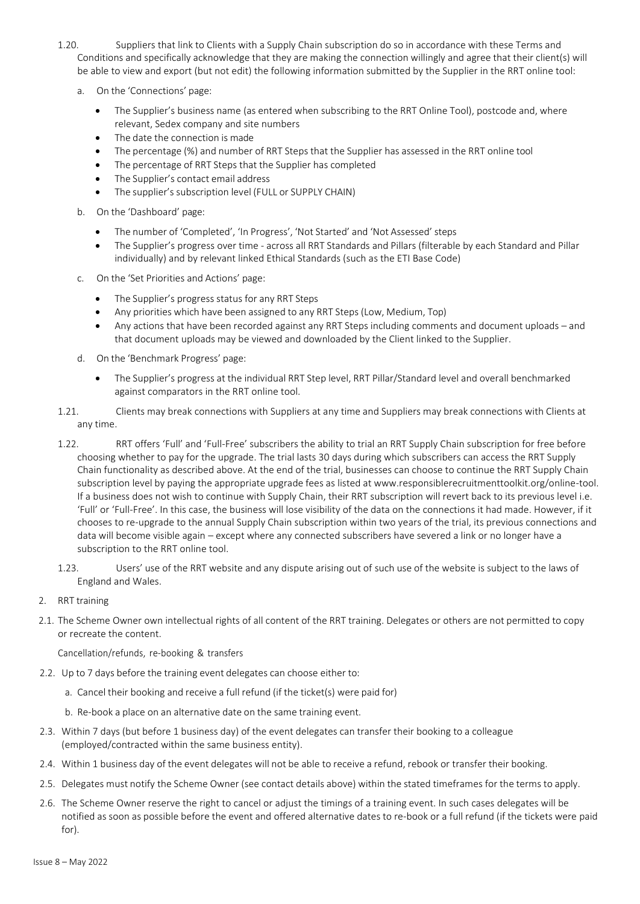1.20. Suppliers that link to Clients with a Supply Chain subscription do so in accordance with these Terms and Conditions and specifically acknowledge that they are making the connection willingly and agree that their client(s) will be able to view and export (but not edit) the following information submitted by the Supplier in the RRT online tool:

a. On the 'Connections' page:

- The Supplier's business name (as entered when subscribing to the RRT Online Tool), postcode and, where relevant, Sedex company and site numbers
- The date the connection is made
- The percentage (%) and number of RRT Steps that the Supplier has assessed in the RRT online tool
- The percentage of RRT Steps that the Supplier has completed
- The Supplier's contact email address
- The supplier's subscription level (FULL or SUPPLY CHAIN)

b. On the 'Dashboard' page:

- The number of 'Completed', 'In Progress', 'Not Started' and 'Not Assessed' steps
- The Supplier's progress over time - across all RRT Standards and Pillars (filterable by each Standard and Pillar individually) and by relevant linked Ethical Standards (such as the ETI Base Code)

c. On the 'Set Priorities and Actions' page:

- The Supplier's progress status for any RRT Steps
- Any priorities which have been assigned to any RRT Steps (Low, Medium, Top)
- Any actions that have been recorded against any RRT Steps including comments and document uploads – and that document uploads may be viewed and downloaded by the Client linked to the Supplier.

d. On the 'Benchmark Progress' page:

- The Supplier's progress at the individual RRT Step level, RRT Pillar/Standard level and overall benchmarked against comparators in the RRT online tool.

1.21. Clients may break connections with Suppliers at any time and Suppliers may break connections with Clients at any time.

1.22. RRT offers 'Full' and 'Full-Free' subscribers the ability to trial an RRT Supply Chain subscription for free before choosing whether to pay for the upgrade. The trial lasts 30 days during which subscribers can access the RRT Supply Chain functionality as described above. At the end of the trial, businesses can choose to continue the RRT Supply Chain subscription level by paying the appropriate upgrade fees as listed at www.responsiblerecruitmenttoolkit.org/online-tool. If a business does not wish to continue with Supply Chain, their RRT subscription will revert back to its previous level i.e. 'Full' or 'Full-Free'. In this case, the business will lose visibility of the data on the connections it had made. However, if it chooses to re-upgrade to the annual Supply Chain subscription within two years of the trial, its previous connections and data will become visible again – except where any connected subscribers have severed a link or no longer have a subscription to the RRT online tool.

1.23. Users' use of the RRT website and any dispute arising out of such use of the website is subject to the laws of England and Wales.

2. RRT training

2.1. The Scheme Owner own intellectual rights of all content of the RRT training. Delegates or others are not permitted to copy or recreate the content.

Cancellation/refunds, re-booking & transfers

2.2. Up to 7 days before the training event delegates can choose either to:

a. Cancel their booking and receive a full refund (if the ticket(s) were paid for)

b. Re-book a place on an alternative date on the same training event.

2.3. Within 7 days (but before 1 business day) of the event delegates can transfer their booking to a colleague (employed/contracted within the same business entity).

2.4. Within 1 business day of the event delegates will not be able to receive a refund, rebook or transfer their booking.

2.5. Delegates must notify the Scheme Owner (see contact details above) within the stated timeframes for the terms to apply.

2.6. The Scheme Owner reserve the right to cancel or adjust the timings of a training event. In such cases delegates will be notified as soon as possible before the event and offered alternative dates to re-book or a full refund (if the tickets were paid for).

Issue 8 – May 2022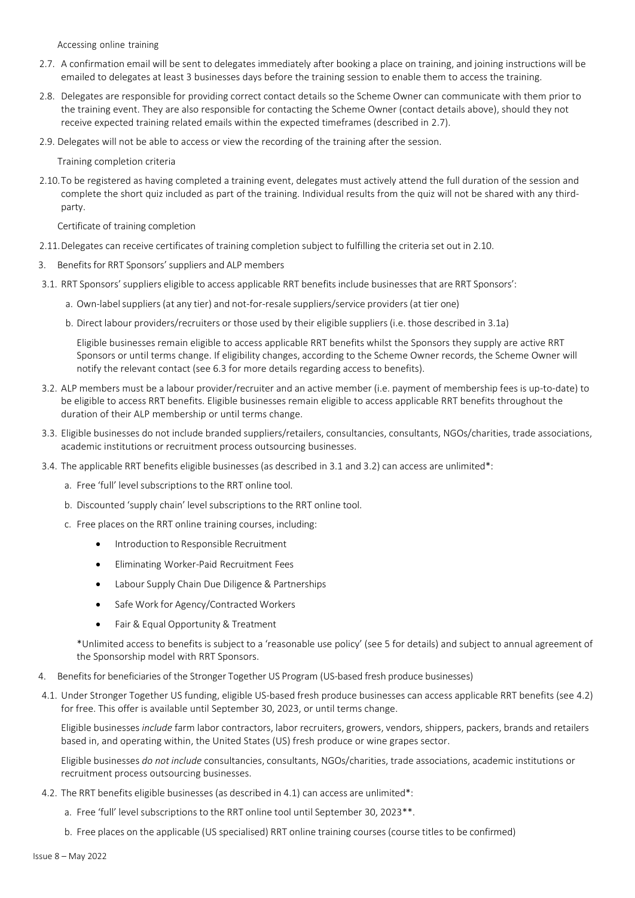Accessing online training

2.7. A confirmation email will be sent to delegates immediately after booking a place on training, and joining instructions will be emailed to delegates at least 3 businesses days before the training session to enable them to access the training.

2.8. Delegates are responsible for providing correct contact details so the Scheme Owner can communicate with them prior to the training event. They are also responsible for contacting the Scheme Owner (contact details above), should they not receive expected training related emails within the expected timeframes (described in 2.7).

2.9. Delegates will not be able to access or view the recording of the training after the session.

Training completion criteria

2.10. To be registered as having completed a training event, delegates must actively attend the full duration of the session and complete the short quiz included as part of the training. Individual results from the quiz will not be shared with any third-party.

Certificate of training completion

2.11. Delegates can receive certificates of training completion subject to fulfilling the criteria set out in 2.10.

## 3. Benefits for RRT Sponsors' suppliers and ALP members

3.1. RRT Sponsors' suppliers eligible to access applicable RRT benefits include businesses that are RRT Sponsors':

a. Own-label suppliers (at any tier) and not-for-resale suppliers/service providers (at tier one)

b. Direct labour providers/recruiters or those used by their eligible suppliers (i.e. those described in 3.1a)

Eligible businesses remain eligible to access applicable RRT benefits whilst the Sponsors they supply are active RRT Sponsors or until terms change. If eligibility changes, according to the Scheme Owner records, the Scheme Owner will notify the relevant contact (see 6.3 for more details regarding access to benefits).

3.2. ALP members must be a labour provider/recruiter and an active member (i.e. payment of membership fees is up-to-date) to be eligible to access RRT benefits. Eligible businesses remain eligible to access applicable RRT benefits throughout the duration of their ALP membership or until terms change.

3.3. Eligible businesses do not include branded suppliers/retailers, consultancies, consultants, NGOs/charities, trade associations, academic institutions or recruitment process outsourcing businesses.

3.4. The applicable RRT benefits eligible businesses (as described in 3.1 and 3.2) can access are unlimited*:

a. Free 'full' level subscriptions to the RRT online tool.

b. Discounted 'supply chain' level subscriptions to the RRT online tool.

c. Free places on the RRT online training courses, including:

- Introduction to Responsible Recruitment
- Eliminating Worker-Paid Recruitment Fees
- Labour Supply Chain Due Diligence & Partnerships
- Safe Work for Agency/Contracted Workers
- Fair & Equal Opportunity & Treatment

*Unlimited access to benefits is subject to a 'reasonable use policy' (see 5 for details) and subject to annual agreement of the Sponsorship model with RRT Sponsors.

## 4. Benefits for beneficiaries of the Stronger Together US Program (US-based fresh produce businesses)

4.1. Under Stronger Together US funding, eligible US-based fresh produce businesses can access applicable RRT benefits (see 4.2) for free. This offer is available until September 30, 2023, or until terms change.

Eligible businesses *include* farm labor contractors, labor recruiters, growers, vendors, shippers, packers, brands and retailers based in, and operating within, the United States (US) fresh produce or wine grapes sector.

Eligible businesses *do not include* consultancies, consultants, NGOs/charities, trade associations, academic institutions or recruitment process outsourcing businesses.

4.2. The RRT benefits eligible businesses (as described in 4.1) can access are unlimited*:

a. Free 'full' level subscriptions to the RRT online tool until September 30, 2023**.

b. Free places on the applicable (US specialised) RRT online training courses (course titles to be confirmed)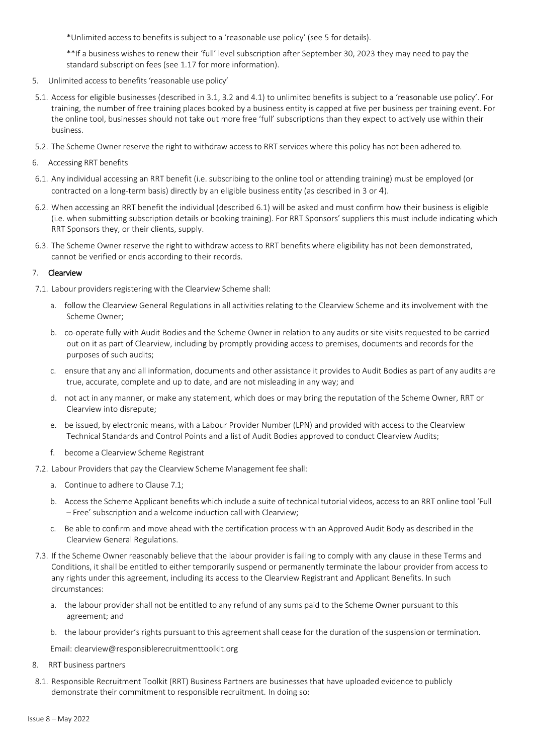*Unlimited access to benefits is subject to a 'reasonable use policy' (see 5 for details).

**If a business wishes to renew their 'full' level subscription after September 30, 2023 they may need to pay the standard subscription fees (see 1.17 for more information).

5. Unlimited access to benefits 'reasonable use policy'

5.1. Access for eligible businesses (described in 3.1, 3.2 and 4.1) to unlimited benefits is subject to a 'reasonable use policy'. For training, the number of free training places booked by a business entity is capped at five per business per training event. For the online tool, businesses should not take out more free 'full' subscriptions than they expect to actively use within their business.

5.2. The Scheme Owner reserve the right to withdraw access to RRT services where this policy has not been adhered to.

6. Accessing RRT benefits

6.1. Any individual accessing an RRT benefit (i.e. subscribing to the online tool or attending training) must be employed (or contracted on a long-term basis) directly by an eligible business entity (as described in 3 or 4).

6.2. When accessing an RRT benefit the individual (described 6.1) will be asked and must confirm how their business is eligible (i.e. when submitting subscription details or booking training). For RRT Sponsors' suppliers this must include indicating which RRT Sponsors they, or their clients, supply.

6.3. The Scheme Owner reserve the right to withdraw access to RRT benefits where eligibility has not been demonstrated, cannot be verified or ends according to their records.

7. **Clearview**

7.1. Labour providers registering with the Clearview Scheme shall:

a. follow the Clearview General Regulations in all activities relating to the Clearview Scheme and its involvement with the Scheme Owner;

b. co-operate fully with Audit Bodies and the Scheme Owner in relation to any audits or site visits requested to be carried out on it as part of Clearview, including by promptly providing access to premises, documents and records for the purposes of such audits;

c. ensure that any and all information, documents and other assistance it provides to Audit Bodies as part of any audits are true, accurate, complete and up to date, and are not misleading in any way; and

d. not act in any manner, or make any statement, which does or may bring the reputation of the Scheme Owner, RRT or Clearview into disrepute;

e. be issued, by electronic means, with a Labour Provider Number (LPN) and provided with access to the Clearview Technical Standards and Control Points and a list of Audit Bodies approved to conduct Clearview Audits;

f. become a Clearview Scheme Registrant

7.2. Labour Providers that pay the Clearview Scheme Management fee shall:

a. Continue to adhere to Clause 7.1;

b. Access the Scheme Applicant benefits which include a suite of technical tutorial videos, access to an RRT online tool 'Full – Free' subscription and a welcome induction call with Clearview;

c. Be able to confirm and move ahead with the certification process with an Approved Audit Body as described in the Clearview General Regulations.

7.3. If the Scheme Owner reasonably believe that the labour provider is failing to comply with any clause in these Terms and Conditions, it shall be entitled to either temporarily suspend or permanently terminate the labour provider from access to any rights under this agreement, including its access to the Clearview Registrant and Applicant Benefits. In such circumstances:

a. the labour provider shall not be entitled to any refund of any sums paid to the Scheme Owner pursuant to this agreement; and

b. the labour provider's rights pursuant to this agreement shall cease for the duration of the suspension or termination.

Email: clearview@responsiblerecruitmenttoolkit.org

8. RRT business partners

8.1. Responsible Recruitment Toolkit (RRT) Business Partners are businesses that have uploaded evidence to publicly demonstrate their commitment to responsible recruitment. In doing so: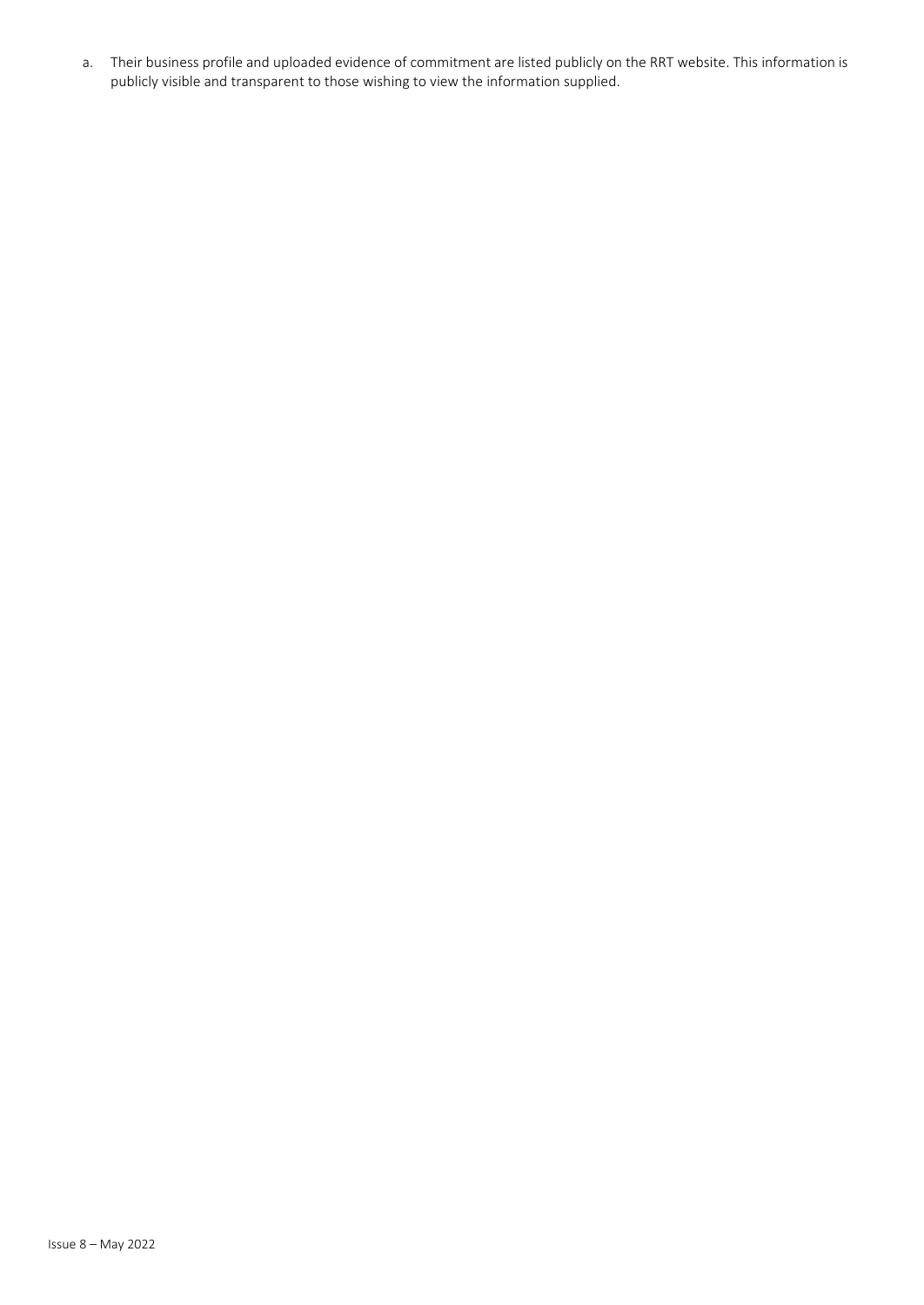a. Their business profile and uploaded evidence of commitment are listed publicly on the RRT website. This information is publicly visible and transparent to those wishing to view the information supplied.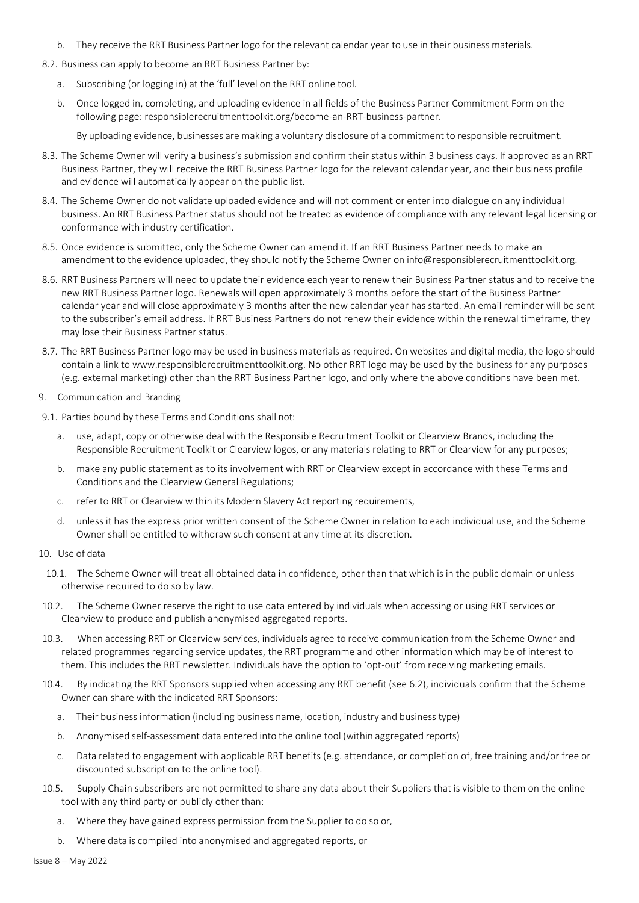b. They receive the RRT Business Partner logo for the relevant calendar year to use in their business materials.

8.2. Business can apply to become an RRT Business Partner by:

a. Subscribing (or logging in) at the 'full' level on the RRT online tool.

b. Once logged in, completing, and uploading evidence in all fields of the Business Partner Commitment Form on the following page: responsiblerecruitmenttoolkit.org/become-an-RRT-business-partner.

By uploading evidence, businesses are making a voluntary disclosure of a commitment to responsible recruitment.

8.3. The Scheme Owner will verify a business's submission and confirm their status within 3 business days. If approved as an RRT Business Partner, they will receive the RRT Business Partner logo for the relevant calendar year, and their business profile and evidence will automatically appear on the public list.

8.4. The Scheme Owner do not validate uploaded evidence and will not comment or enter into dialogue on any individual business. An RRT Business Partner status should not be treated as evidence of compliance with any relevant legal licensing or conformance with industry certification.

8.5. Once evidence is submitted, only the Scheme Owner can amend it. If an RRT Business Partner needs to make an amendment to the evidence uploaded, they should notify the Scheme Owner on info@responsiblerecruitmenttoolkit.org.

8.6. RRT Business Partners will need to update their evidence each year to renew their Business Partner status and to receive the new RRT Business Partner logo. Renewals will open approximately 3 months before the start of the Business Partner calendar year and will close approximately 3 months after the new calendar year has started. An email reminder will be sent to the subscriber's email address. If RRT Business Partners do not renew their evidence within the renewal timeframe, they may lose their Business Partner status.

8.7. The RRT Business Partner logo may be used in business materials as required. On websites and digital media, the logo should contain a link to www.responsiblerecruitmenttoolkit.org. No other RRT logo may be used by the business for any purposes (e.g. external marketing) other than the RRT Business Partner logo, and only where the above conditions have been met.

## 9. Communication and Branding

9.1. Parties bound by these Terms and Conditions shall not:

a. use, adapt, copy or otherwise deal with the Responsible Recruitment Toolkit or Clearview Brands, including the Responsible Recruitment Toolkit or Clearview logos, or any materials relating to RRT or Clearview for any purposes;

b. make any public statement as to its involvement with RRT or Clearview except in accordance with these Terms and Conditions and the Clearview General Regulations;

c. refer to RRT or Clearview within its Modern Slavery Act reporting requirements,

d. unless it has the express prior written consent of the Scheme Owner in relation to each individual use, and the Scheme Owner shall be entitled to withdraw such consent at any time at its discretion.

## 10. Use of data

10.1. The Scheme Owner will treat all obtained data in confidence, other than that which is in the public domain or unless otherwise required to do so by law.

10.2. The Scheme Owner reserve the right to use data entered by individuals when accessing or using RRT services or Clearview to produce and publish anonymised aggregated reports.

10.3. When accessing RRT or Clearview services, individuals agree to receive communication from the Scheme Owner and related programmes regarding service updates, the RRT programme and other information which may be of interest to them. This includes the RRT newsletter. Individuals have the option to 'opt-out' from receiving marketing emails.

10.4. By indicating the RRT Sponsors supplied when accessing any RRT benefit (see 6.2), individuals confirm that the Scheme Owner can share with the indicated RRT Sponsors:

a. Their business information (including business name, location, industry and business type)

b. Anonymised self-assessment data entered into the online tool (within aggregated reports)

c. Data related to engagement with applicable RRT benefits (e.g. attendance, or completion of, free training and/or free or discounted subscription to the online tool).

10.5. Supply Chain subscribers are not permitted to share any data about their Suppliers that is visible to them on the online tool with any third party or publicly other than:

a. Where they have gained express permission from the Supplier to do so or,

b. Where data is compiled into anonymised and aggregated reports, or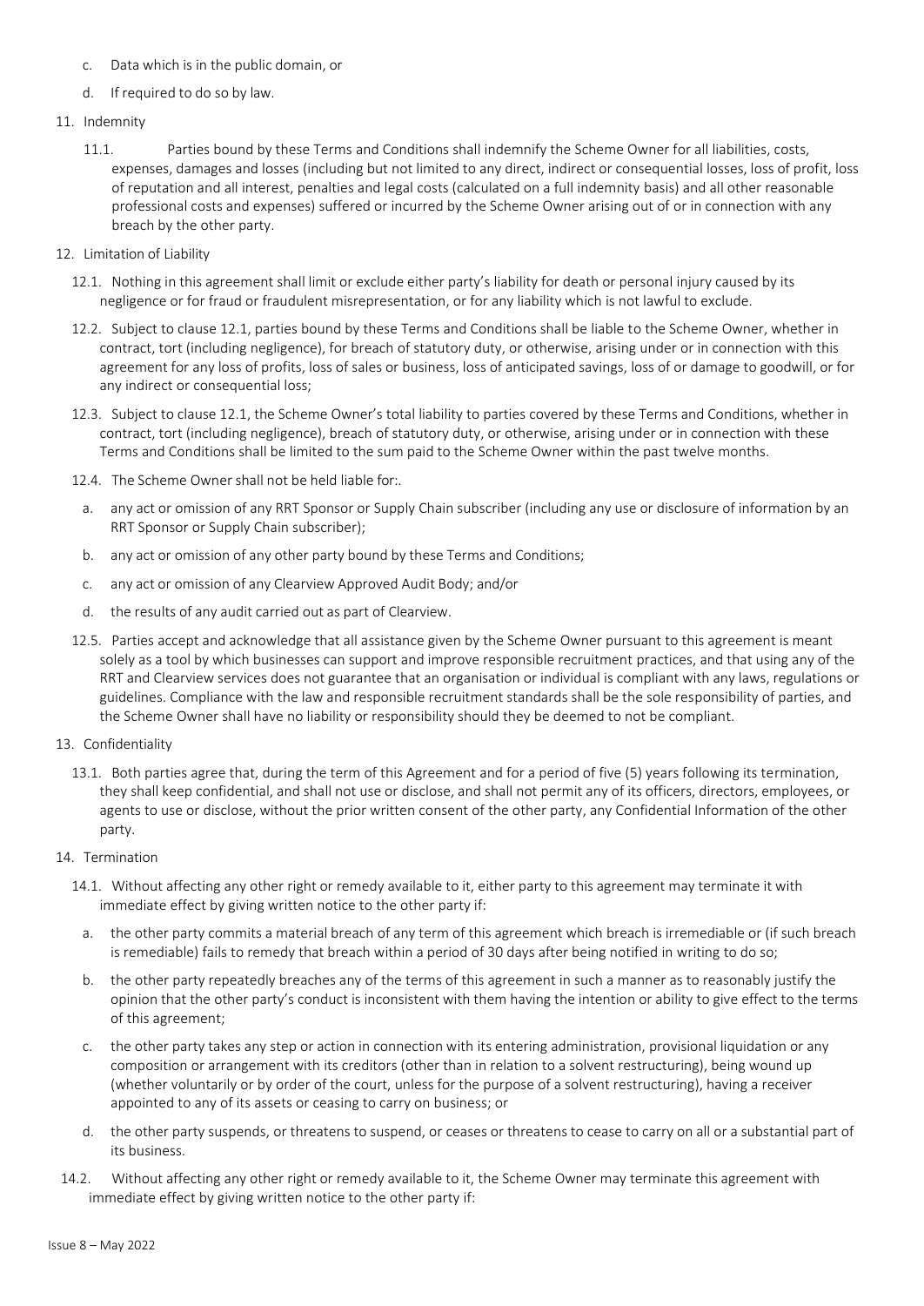c. Data which is in the public domain, or

d. If required to do so by law.

11. Indemnity

    11.1. Parties bound by these Terms and Conditions shall indemnify the Scheme Owner for all liabilities, costs, expenses, damages and losses (including but not limited to any direct, indirect or consequential losses, loss of profit, loss of reputation and all interest, penalties and legal costs (calculated on a full indemnity basis) and all other reasonable professional costs and expenses) suffered or incurred by the Scheme Owner arising out of or in connection with any breach by the other party.

12. Limitation of Liability

    12.1. Nothing in this agreement shall limit or exclude either party's liability for death or personal injury caused by its negligence or for fraud or fraudulent misrepresentation, or for any liability which is not lawful to exclude.

    12.2. Subject to clause 12.1, parties bound by these Terms and Conditions shall be liable to the Scheme Owner, whether in contract, tort (including negligence), for breach of statutory duty, or otherwise, arising under or in connection with this agreement for any loss of profits, loss of sales or business, loss of anticipated savings, loss of or damage to goodwill, or for any indirect or consequential loss;

    12.3. Subject to clause 12.1, the Scheme Owner's total liability to parties covered by these Terms and Conditions, whether in contract, tort (including negligence), breach of statutory duty, or otherwise, arising under or in connection with these Terms and Conditions shall be limited to the sum paid to the Scheme Owner within the past twelve months.

    12.4. The Scheme Owner shall not be held liable for:.

    a. any act or omission of any RRT Sponsor or Supply Chain subscriber (including any use or disclosure of information by an RRT Sponsor or Supply Chain subscriber);

    b. any act or omission of any other party bound by these Terms and Conditions;

    c. any act or omission of any Clearview Approved Audit Body; and/or

    d. the results of any audit carried out as part of Clearview.

    12.5. Parties accept and acknowledge that all assistance given by the Scheme Owner pursuant to this agreement is meant solely as a tool by which businesses can support and improve responsible recruitment practices, and that using any of the RRT and Clearview services does not guarantee that an organisation or individual is compliant with any laws, regulations or guidelines. Compliance with the law and responsible recruitment standards shall be the sole responsibility of parties, and the Scheme Owner shall have no liability or responsibility should they be deemed to not be compliant.

13. Confidentiality

    13.1. Both parties agree that, during the term of this Agreement and for a period of five (5) years following its termination, they shall keep confidential, and shall not use or disclose, and shall not permit any of its officers, directors, employees, or agents to use or disclose, without the prior written consent of the other party, any Confidential Information of the other party.

14. Termination

    14.1. Without affecting any other right or remedy available to it, either party to this agreement may terminate it with immediate effect by giving written notice to the other party if:

    a. the other party commits a material breach of any term of this agreement which breach is irremediable or (if such breach is remediable) fails to remedy that breach within a period of 30 days after being notified in writing to do so;

    b. the other party repeatedly breaches any of the terms of this agreement in such a manner as to reasonably justify the opinion that the other party's conduct is inconsistent with them having the intention or ability to give effect to the terms of this agreement;

    c. the other party takes any step or action in connection with its entering administration, provisional liquidation or any composition or arrangement with its creditors (other than in relation to a solvent restructuring), being wound up (whether voluntarily or by order of the court, unless for the purpose of a solvent restructuring), having a receiver appointed to any of its assets or ceasing to carry on business; or

    d. the other party suspends, or threatens to suspend, or ceases or threatens to cease to carry on all or a substantial part of its business.

    14.2. Without affecting any other right or remedy available to it, the Scheme Owner may terminate this agreement with immediate effect by giving written notice to the other party if:

Issue 8 – May 2022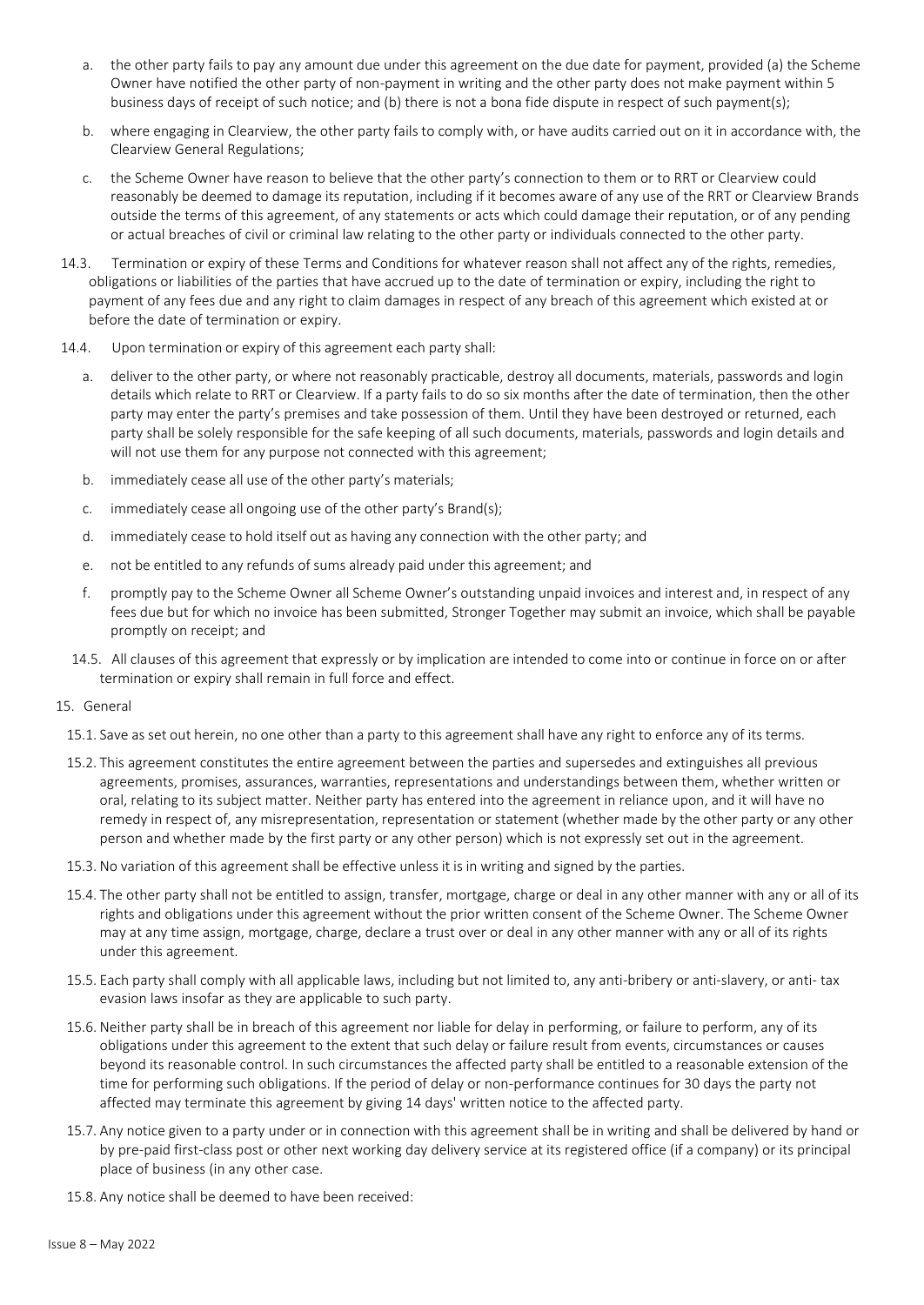a. the other party fails to pay any amount due under this agreement on the due date for payment, provided (a) the Scheme Owner have notified the other party of non-payment in writing and the other party does not make payment within 5 business days of receipt of such notice; and (b) there is not a bona fide dispute in respect of such payment(s);

b. where engaging in Clearview, the other party fails to comply with, or have audits carried out on it in accordance with, the Clearview General Regulations;

c. the Scheme Owner have reason to believe that the other party's connection to them or to RRT or Clearview could reasonably be deemed to damage its reputation, including if it becomes aware of any use of the RRT or Clearview Brands outside the terms of this agreement, of any statements or acts which could damage their reputation, or of any pending or actual breaches of civil or criminal law relating to the other party or individuals connected to the other party.

14.3. Termination or expiry of these Terms and Conditions for whatever reason shall not affect any of the rights, remedies, obligations or liabilities of the parties that have accrued up to the date of termination or expiry, including the right to payment of any fees due and any right to claim damages in respect of any breach of this agreement which existed at or before the date of termination or expiry.

14.4. Upon termination or expiry of this agreement each party shall:

a. deliver to the other party, or where not reasonably practicable, destroy all documents, materials, passwords and login details which relate to RRT or Clearview. If a party fails to do so six months after the date of termination, then the other party may enter the party's premises and take possession of them. Until they have been destroyed or returned, each party shall be solely responsible for the safe keeping of all such documents, materials, passwords and login details and will not use them for any purpose not connected with this agreement;

b. immediately cease all use of the other party's materials;

c. immediately cease all ongoing use of the other party's Brand(s);

d. immediately cease to hold itself out as having any connection with the other party; and

e. not be entitled to any refunds of sums already paid under this agreement; and

f. promptly pay to the Scheme Owner all Scheme Owner's outstanding unpaid invoices and interest and, in respect of any fees due but for which no invoice has been submitted, Stronger Together may submit an invoice, which shall be payable promptly on receipt; and

14.5. All clauses of this agreement that expressly or by implication are intended to come into or continue in force on or after termination or expiry shall remain in full force and effect.

15. General

15.1. Save as set out herein, no one other than a party to this agreement shall have any right to enforce any of its terms.

15.2. This agreement constitutes the entire agreement between the parties and supersedes and extinguishes all previous agreements, promises, assurances, warranties, representations and understandings between them, whether written or oral, relating to its subject matter. Neither party has entered into the agreement in reliance upon, and it will have no remedy in respect of, any misrepresentation, representation or statement (whether made by the other party or any other person and whether made by the first party or any other person) which is not expressly set out in the agreement.

15.3. No variation of this agreement shall be effective unless it is in writing and signed by the parties.

15.4. The other party shall not be entitled to assign, transfer, mortgage, charge or deal in any other manner with any or all of its rights and obligations under this agreement without the prior written consent of the Scheme Owner. The Scheme Owner may at any time assign, mortgage, charge, declare a trust over or deal in any other manner with any or all of its rights under this agreement.

15.5. Each party shall comply with all applicable laws, including but not limited to, any anti-bribery or anti-slavery, or anti- tax evasion laws insofar as they are applicable to such party.

15.6. Neither party shall be in breach of this agreement nor liable for delay in performing, or failure to perform, any of its obligations under this agreement to the extent that such delay or failure result from events, circumstances or causes beyond its reasonable control. In such circumstances the affected party shall be entitled to a reasonable extension of the time for performing such obligations. If the period of delay or non-performance continues for 30 days the party not affected may terminate this agreement by giving 14 days' written notice to the affected party.

15.7. Any notice given to a party under or in connection with this agreement shall be in writing and shall be delivered by hand or by pre-paid first-class post or other next working day delivery service at its registered office (if a company) or its principal place of business (in any other case.

15.8. Any notice shall be deemed to have been received: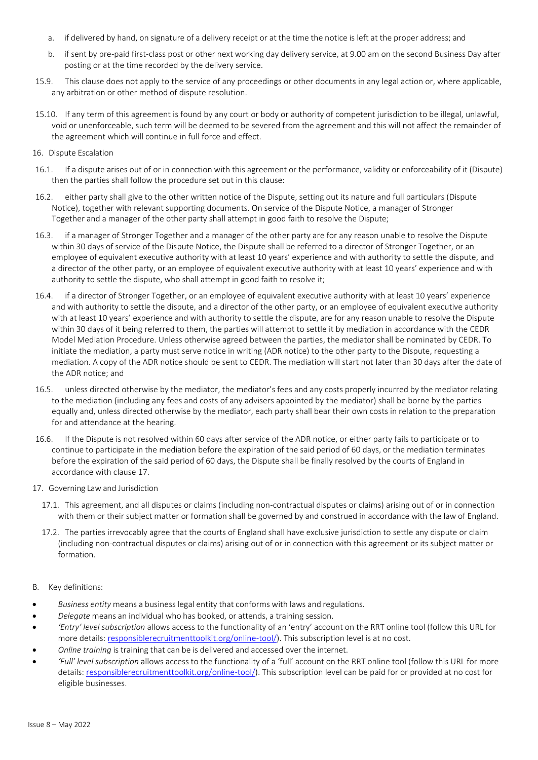a. if delivered by hand, on signature of a delivery receipt or at the time the notice is left at the proper address; and

b. if sent by pre-paid first-class post or other next working day delivery service, at 9.00 am on the second Business Day after posting or at the time recorded by the delivery service.

15.9. This clause does not apply to the service of any proceedings or other documents in any legal action or, where applicable, any arbitration or other method of dispute resolution.

15.10. If any term of this agreement is found by any court or body or authority of competent jurisdiction to be illegal, unlawful, void or unenforceable, such term will be deemed to be severed from the agreement and this will not affect the remainder of the agreement which will continue in full force and effect.

16. Dispute Escalation

16.1. If a dispute arises out of or in connection with this agreement or the performance, validity or enforceability of it (Dispute) then the parties shall follow the procedure set out in this clause:

16.2. either party shall give to the other written notice of the Dispute, setting out its nature and full particulars (Dispute Notice), together with relevant supporting documents. On service of the Dispute Notice, a manager of Stronger Together and a manager of the other party shall attempt in good faith to resolve the Dispute;

16.3. if a manager of Stronger Together and a manager of the other party are for any reason unable to resolve the Dispute within 30 days of service of the Dispute Notice, the Dispute shall be referred to a director of Stronger Together, or an employee of equivalent executive authority with at least 10 years' experience and with authority to settle the dispute, and a director of the other party, or an employee of equivalent executive authority with at least 10 years' experience and with authority to settle the dispute, who shall attempt in good faith to resolve it;

16.4. if a director of Stronger Together, or an employee of equivalent executive authority with at least 10 years' experience and with authority to settle the dispute, and a director of the other party, or an employee of equivalent executive authority with at least 10 years' experience and with authority to settle the dispute, are for any reason unable to resolve the Dispute within 30 days of it being referred to them, the parties will attempt to settle it by mediation in accordance with the CEDR Model Mediation Procedure. Unless otherwise agreed between the parties, the mediator shall be nominated by CEDR. To initiate the mediation, a party must serve notice in writing (ADR notice) to the other party to the Dispute, requesting a mediation. A copy of the ADR notice should be sent to CEDR. The mediation will start not later than 30 days after the date of the ADR notice; and

16.5. unless directed otherwise by the mediator, the mediator's fees and any costs properly incurred by the mediator relating to the mediation (including any fees and costs of any advisers appointed by the mediator) shall be borne by the parties equally and, unless directed otherwise by the mediator, each party shall bear their own costs in relation to the preparation for and attendance at the hearing.

16.6. If the Dispute is not resolved within 60 days after service of the ADR notice, or either party fails to participate or to continue to participate in the mediation before the expiration of the said period of 60 days, or the mediation terminates before the expiration of the said period of 60 days, the Dispute shall be finally resolved by the courts of England in accordance with clause 17.

17. Governing Law and Jurisdiction

17.1. This agreement, and all disputes or claims (including non-contractual disputes or claims) arising out of or in connection with them or their subject matter or formation shall be governed by and construed in accordance with the law of England.

17.2. The parties irrevocably agree that the courts of England shall have exclusive jurisdiction to settle any dispute or claim (including non-contractual disputes or claims) arising out of or in connection with this agreement or its subject matter or formation.

B. Key definitions:

- *Business entity* means a business legal entity that conforms with laws and regulations.
- *Delegate* means an individual who has booked, or attends, a training session.
- *'Entry' level subscription* allows access to the functionality of an 'entry' account on the RRT online tool (follow this URL for more details: responsiblerecruitmenttoolkit.org/online-tool/). This subscription level is at no cost.
- *Online training* is training that can be is delivered and accessed over the internet.
- *'Full' level subscription* allows access to the functionality of a 'full' account on the RRT online tool (follow this URL for more details: responsiblerecruitmenttoolkit.org/online-tool/). This subscription level can be paid for or provided at no cost for eligible businesses.

Issue 8 – May 2022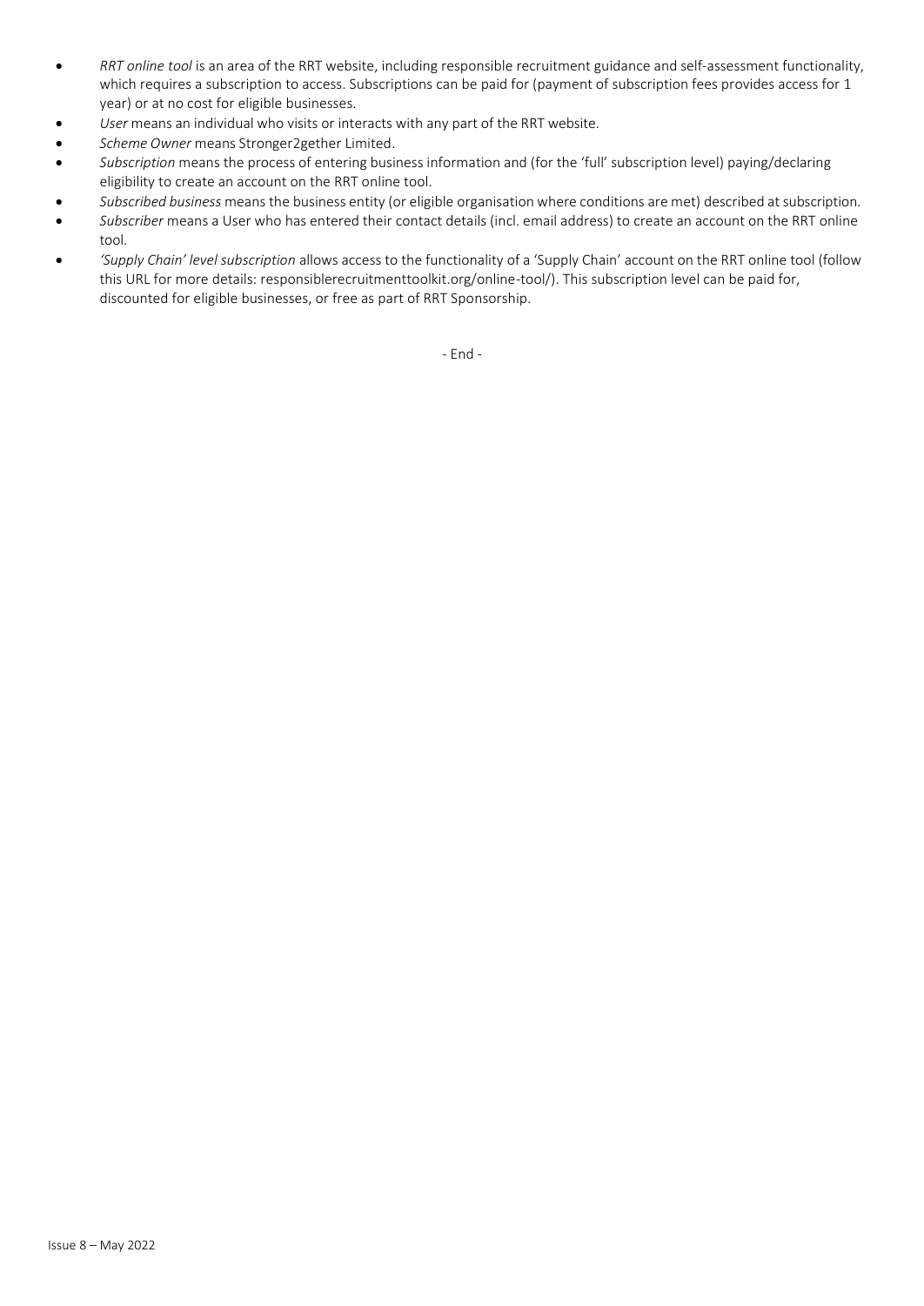- *RRT online tool* is an area of the RRT website, including responsible recruitment guidance and self-assessment functionality, which requires a subscription to access. Subscriptions can be paid for (payment of subscription fees provides access for 1 year) or at no cost for eligible businesses.
- *User* means an individual who visits or interacts with any part of the RRT website.
- *Scheme Owner* means Stronger2gether Limited.
- *Subscription* means the process of entering business information and (for the 'full' subscription level) paying/declaring eligibility to create an account on the RRT online tool.
- *Subscribed business* means the business entity (or eligible organisation where conditions are met) described at subscription.
- *Subscriber* means a User who has entered their contact details (incl. email address) to create an account on the RRT online tool.
- *'Supply Chain' level subscription* allows access to the functionality of a 'Supply Chain' account on the RRT online tool (follow this URL for more details: responsiblerecruitmenttoolkit.org/online-tool/). This subscription level can be paid for, discounted for eligible businesses, or free as part of RRT Sponsorship.

- End -

Issue 8 – May 2022